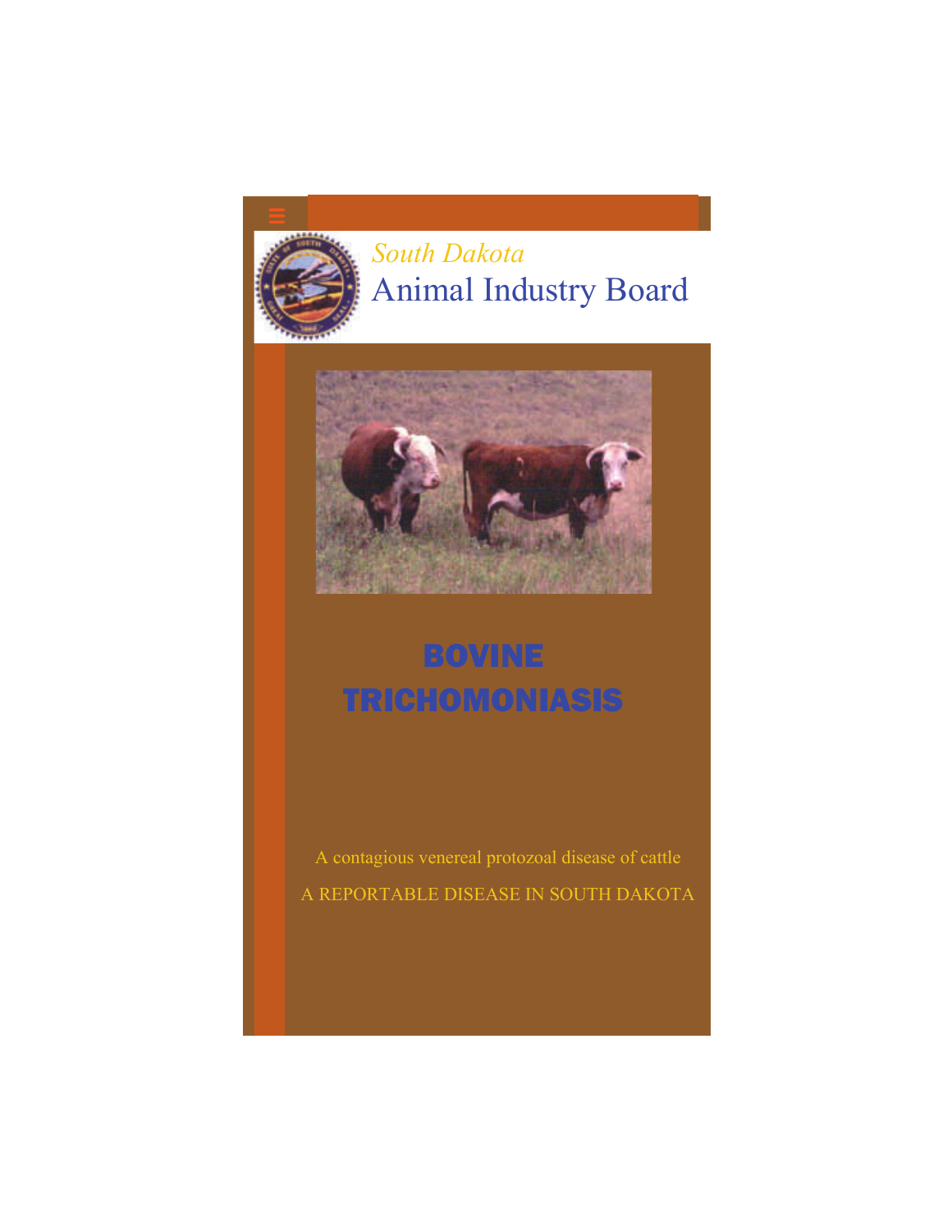*South Dakota*

Animal Industry Board

# BOVINE TRICHOMONIASIS

A contagious venereal protozoal disease of cattle

A REPORTABLE DISEASE IN SOUTH DAKOTA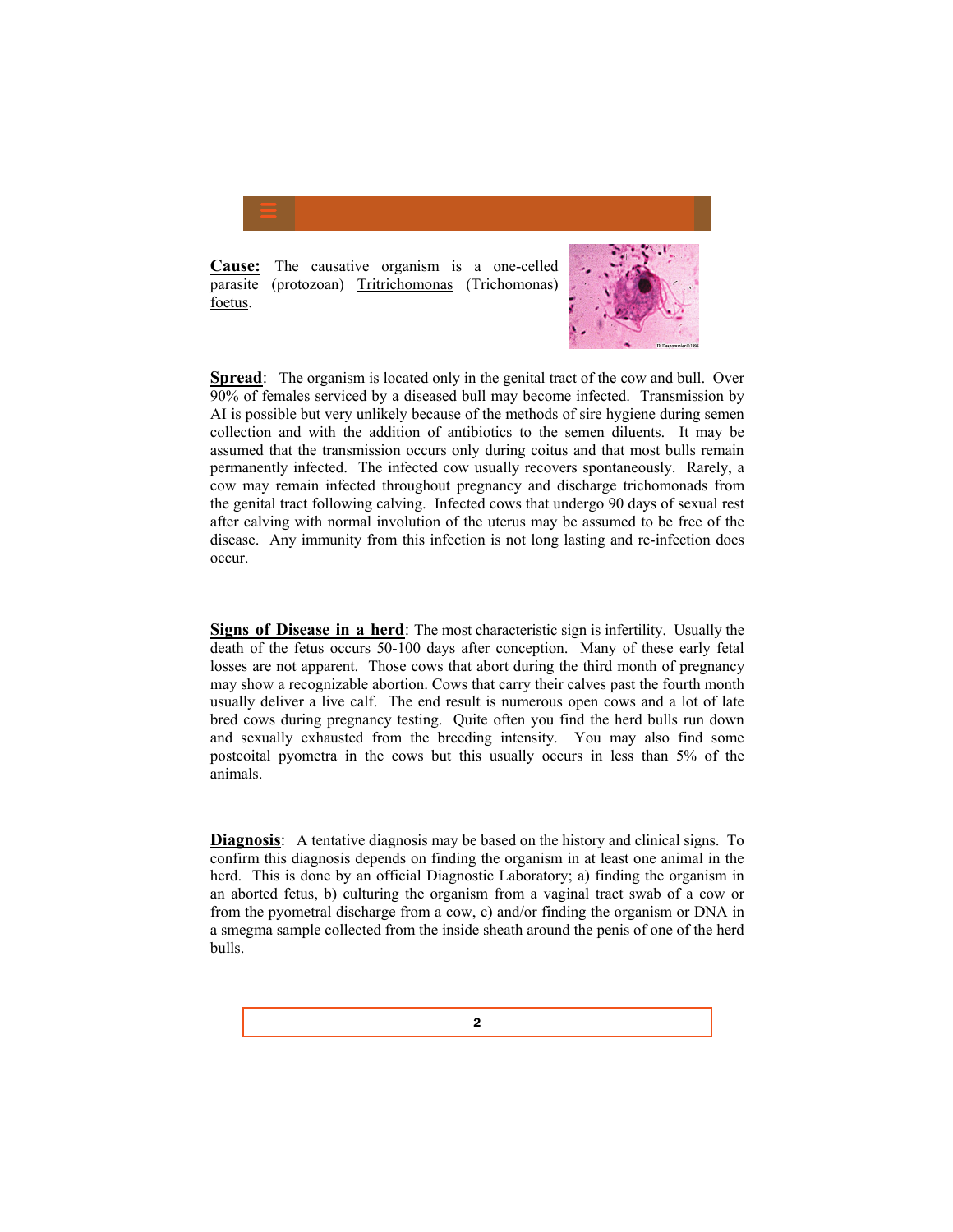**Cause:** The causative organism is a one-celled parasite (protozoan) Tritrichomonas (Trichomonas) foetus.

**Spread**: The organism is located only in the genital tract of the cow and bull. Over 90% of females serviced by a diseased bull may become infected. Transmission by AI is possible but very unlikely because of the methods of sire hygiene during semen collection and with the addition of antibiotics to the semen diluents. It may be assumed that the transmission occurs only during coitus and that most bulls remain permanently infected. The infected cow usually recovers spontaneously. Rarely, a cow may remain infected throughout pregnancy and discharge trichomonads from the genital tract following calving. Infected cows that undergo 90 days of sexual rest after calving with normal involution of the uterus may be assumed to be free of the disease. Any immunity from this infection is not long lasting and re-infection does occur.

**Signs of Disease in a herd**: The most characteristic sign is infertility. Usually the death of the fetus occurs 50-100 days after conception. Many of these early fetal losses are not apparent. Those cows that abort during the third month of pregnancy may show a recognizable abortion. Cows that carry their calves past the fourth month usually deliver a live calf. The end result is numerous open cows and a lot of late bred cows during pregnancy testing. Quite often you find the herd bulls run down and sexually exhausted from the breeding intensity. You may also find some postcoital pyometra in the cows but this usually occurs in less than 5% of the animals.

**Diagnosis**: A tentative diagnosis may be based on the history and clinical signs. To confirm this diagnosis depends on finding the organism in at least one animal in the herd. This is done by an official Diagnostic Laboratory; a) finding the organism in an aborted fetus, b) culturing the organism from a vaginal tract swab of a cow or from the pyometral discharge from a cow, c) and/or finding the organism or DNA in a smegma sample collected from the inside sheath around the penis of one of the herd bulls.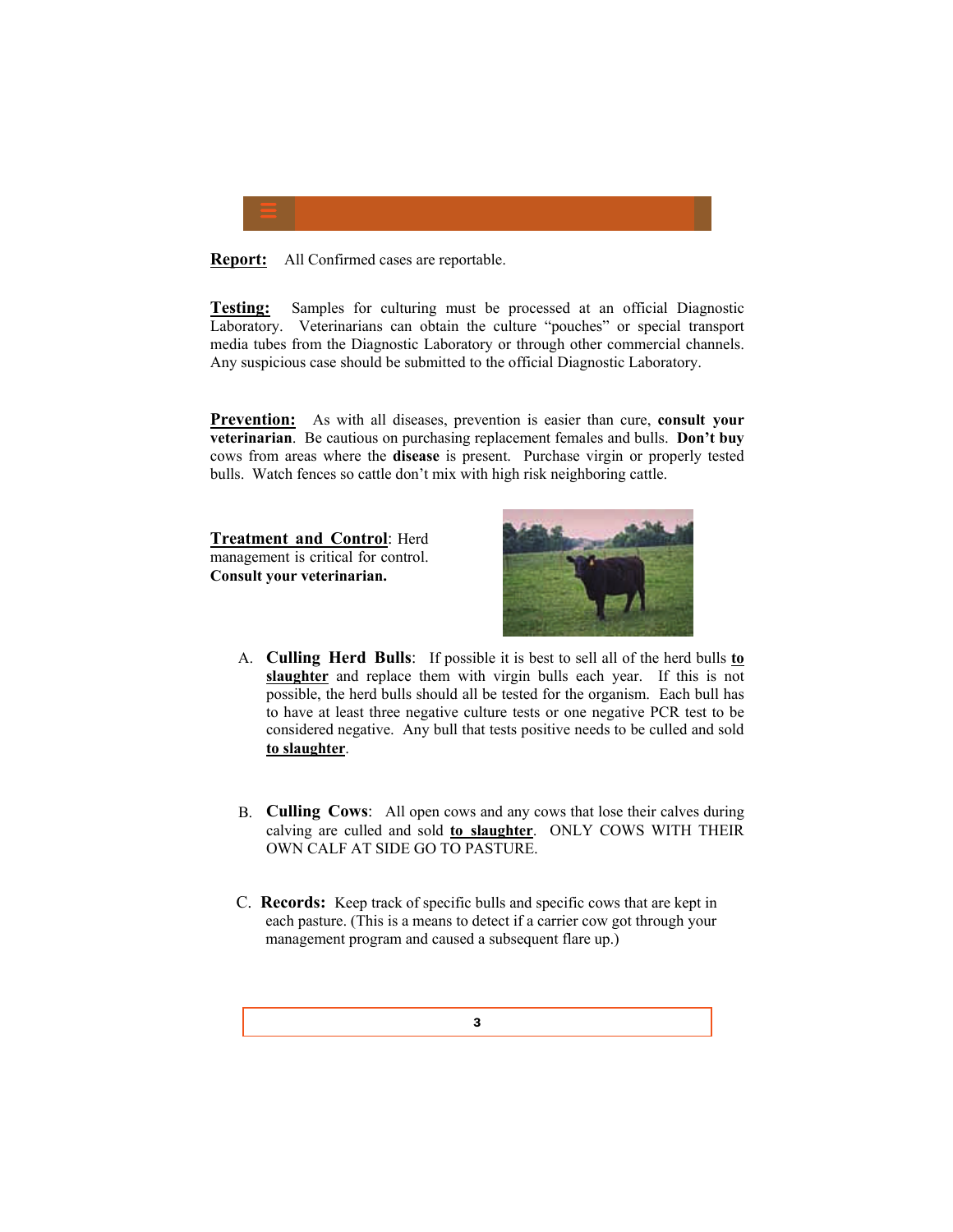**Report:** All Confirmed cases are reportable.

**Testing:** Samples for culturing must be processed at an official Diagnostic Laboratory. Veterinarians can obtain the culture "pouches" or special transport media tubes from the Diagnostic Laboratory or through other commercial channels. Any suspicious case should be submitted to the official Diagnostic Laboratory.

**Prevention:** As with all diseases, prevention is easier than cure, **consult your veterinarian**. Be cautious on purchasing replacement females and bulls. **Don't buy** cows from areas where the **disease** is present. Purchase virgin or properly tested bulls. Watch fences so cattle don't mix with high risk neighboring cattle.

**Treatment and Control**: Herd management is critical for control. **Consult your veterinarian.**

A. **Culling Herd Bulls**: If possible it is best to sell all of the herd bulls **to slaughter** and replace them with virgin bulls each year. If this is not possible, the herd bulls should all be tested for the organism. Each bull has to have at least three negative culture tests or one negative PCR test to be considered negative. Any bull that tests positive needs to be culled and sold **to slaughter**.

B. **Culling Cows**: All open cows and any cows that lose their calves during calving are culled and sold **to slaughter**. ONLY COWS WITH THEIR OWN CALF AT SIDE GO TO PASTURE.

C. **Records:** Keep track of specific bulls and specific cows that are kept in each pasture. (This is a means to detect if a carrier cow got through your management program and caused a subsequent flare up.)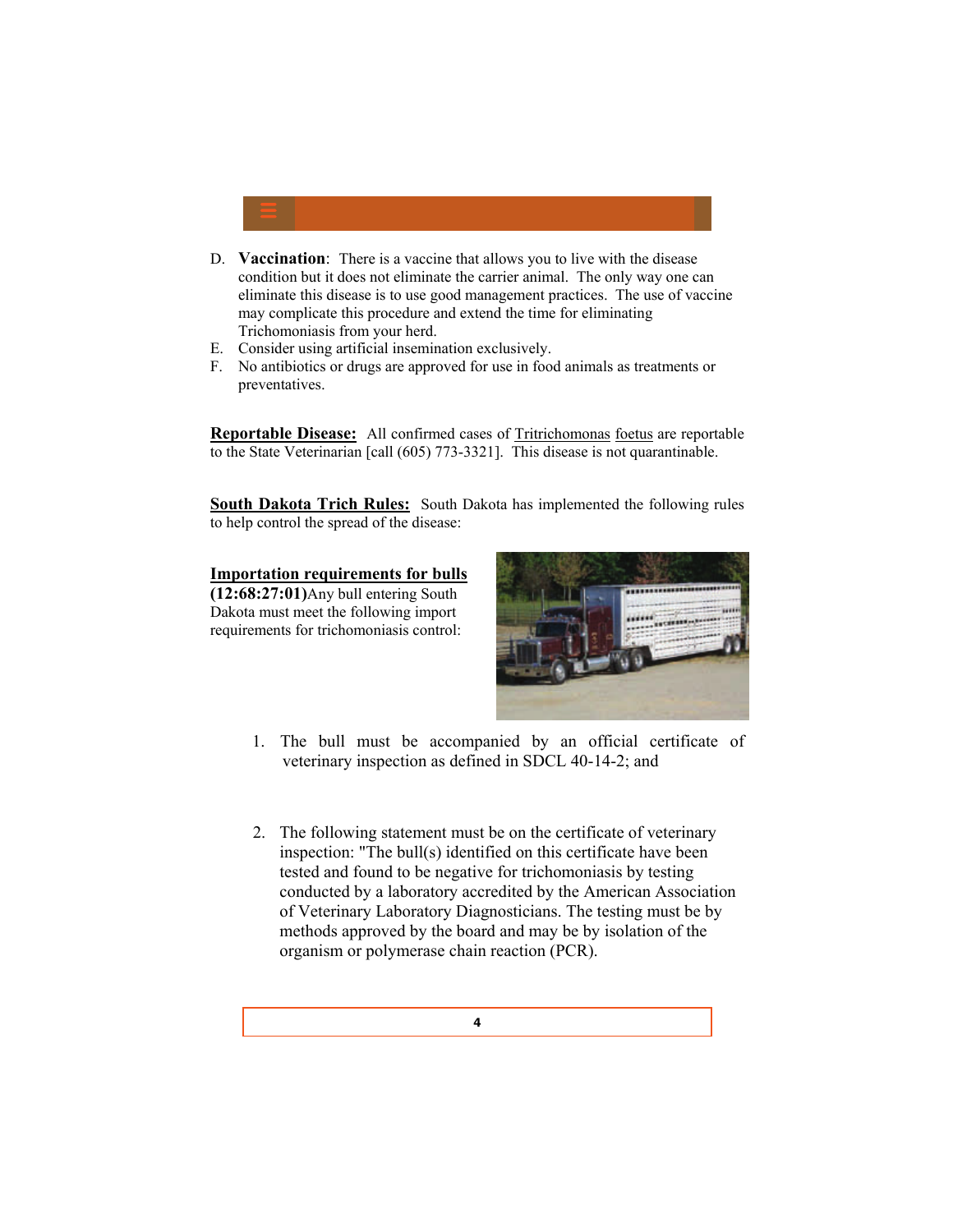D. **Vaccination**: There is a vaccine that allows you to live with the disease condition but it does not eliminate the carrier animal. The only way one can eliminate this disease is to use good management practices. The use of vaccine may complicate this procedure and extend the time for eliminating Trichomoniasis from your herd.
E. Consider using artificial insemination exclusively.
F. No antibiotics or drugs are approved for use in food animals as treatments or preventatives.

**Reportable Disease:** All confirmed cases of Tritrichomonas foetus are reportable to the State Veterinarian [call (605) 773-3321]. This disease is not quarantinable.

**South Dakota Trich Rules:** South Dakota has implemented the following rules to help control the spread of the disease:

**Importation requirements for bulls (12:68:27:01)** Any bull entering South Dakota must meet the following import requirements for trichomoniasis control:

1. The bull must be accompanied by an official certificate of veterinary inspection as defined in SDCL 40-14-2; and

2. The following statement must be on the certificate of veterinary inspection: "The bull(s) identified on this certificate have been tested and found to be negative for trichomoniasis by testing conducted by a laboratory accredited by the American Association of Veterinary Laboratory Diagnosticians. The testing must be by methods approved by the board and may be by isolation of the organism or polymerase chain reaction (PCR).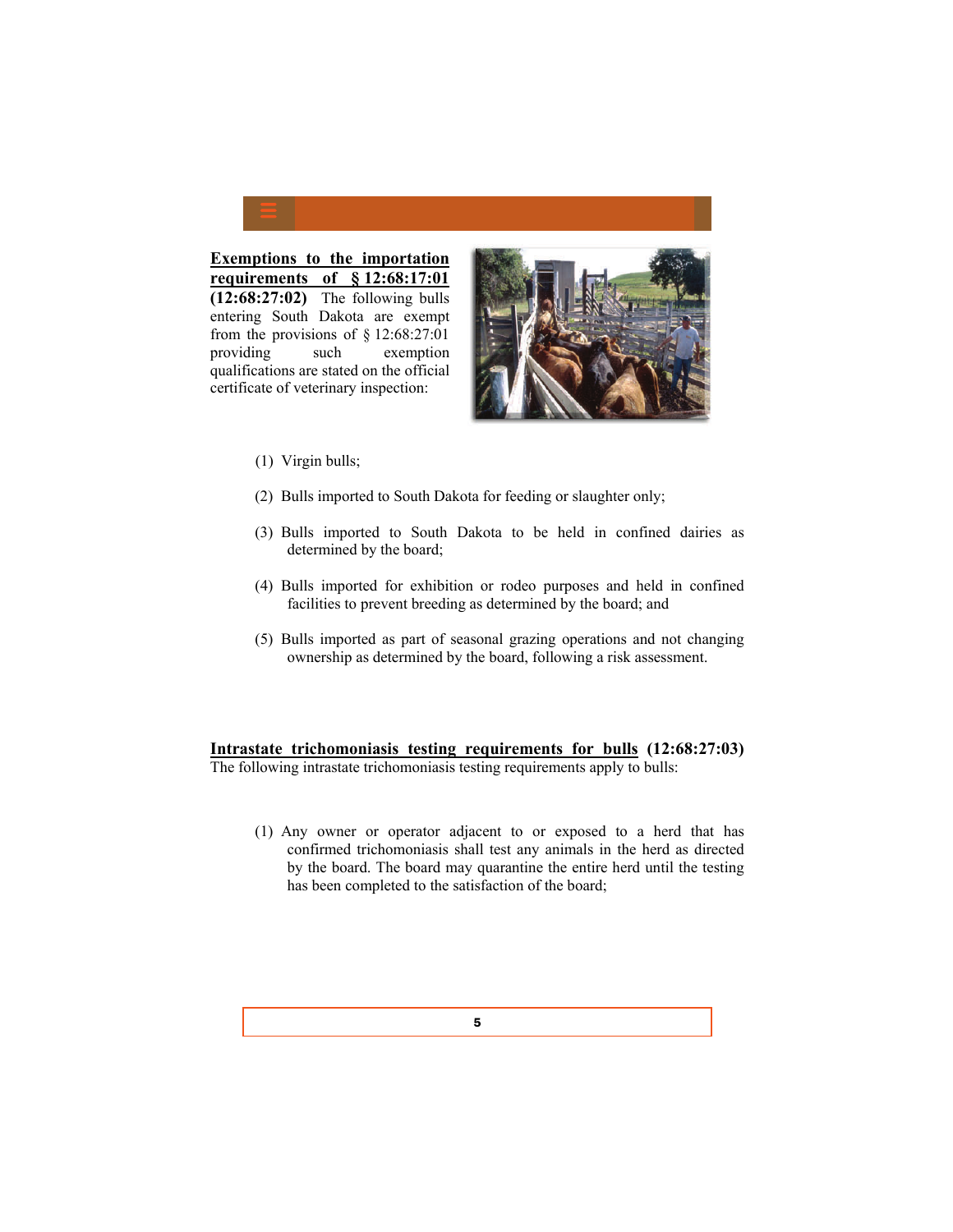**Exemptions to the importation requirements of § 12:68:17:01 (12:68:27:02)** The following bulls entering South Dakota are exempt from the provisions of § 12:68:27:01 providing such exemption qualifications are stated on the official certificate of veterinary inspection:

(1) Virgin bulls;

(2) Bulls imported to South Dakota for feeding or slaughter only;

(3) Bulls imported to South Dakota to be held in confined dairies as determined by the board;

(4) Bulls imported for exhibition or rodeo purposes and held in confined facilities to prevent breeding as determined by the board; and

(5) Bulls imported as part of seasonal grazing operations and not changing ownership as determined by the board, following a risk assessment.

**Intrastate trichomoniasis testing requirements for bulls (12:68:27:03)** The following intrastate trichomoniasis testing requirements apply to bulls:

(1) Any owner or operator adjacent to or exposed to a herd that has confirmed trichomoniasis shall test any animals in the herd as directed by the board. The board may quarantine the entire herd until the testing has been completed to the satisfaction of the board;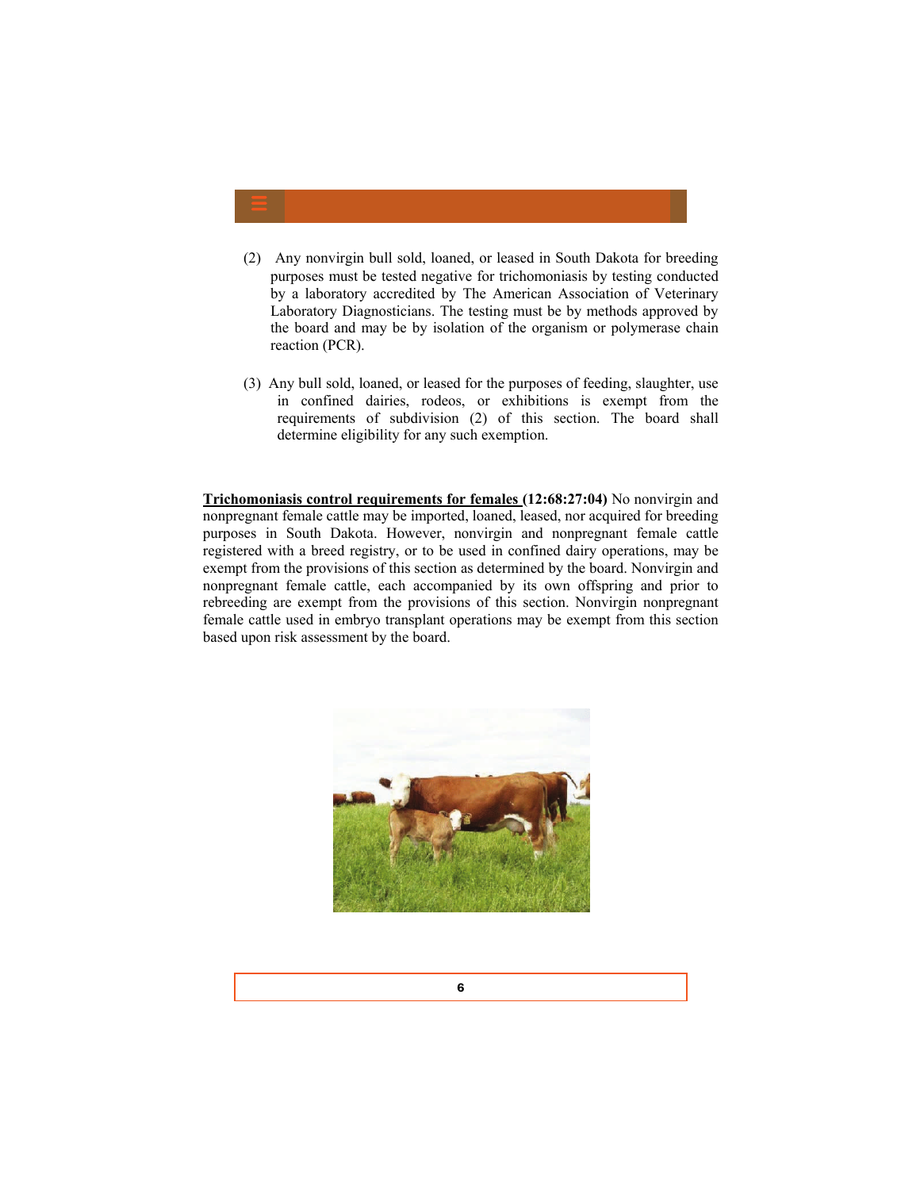(2) Any nonvirgin bull sold, loaned, or leased in South Dakota for breeding purposes must be tested negative for trichomoniasis by testing conducted by a laboratory accredited by The American Association of Veterinary Laboratory Diagnosticians. The testing must be by methods approved by the board and may be by isolation of the organism or polymerase chain reaction (PCR).

(3) Any bull sold, loaned, or leased for the purposes of feeding, slaughter, use in confined dairies, rodeos, or exhibitions is exempt from the requirements of subdivision (2) of this section. The board shall determine eligibility for any such exemption.

**Trichomoniasis control requirements for females (12:68:27:04)** No nonvirgin and nonpregnant female cattle may be imported, loaned, leased, nor acquired for breeding purposes in South Dakota. However, nonvirgin and nonpregnant female cattle registered with a breed registry, or to be used in confined dairy operations, may be exempt from the provisions of this section as determined by the board. Nonvirgin and nonpregnant female cattle, each accompanied by its own offspring and prior to rebreeding are exempt from the provisions of this section. Nonvirgin nonpregnant female cattle used in embryo transplant operations may be exempt from this section based upon risk assessment by the board.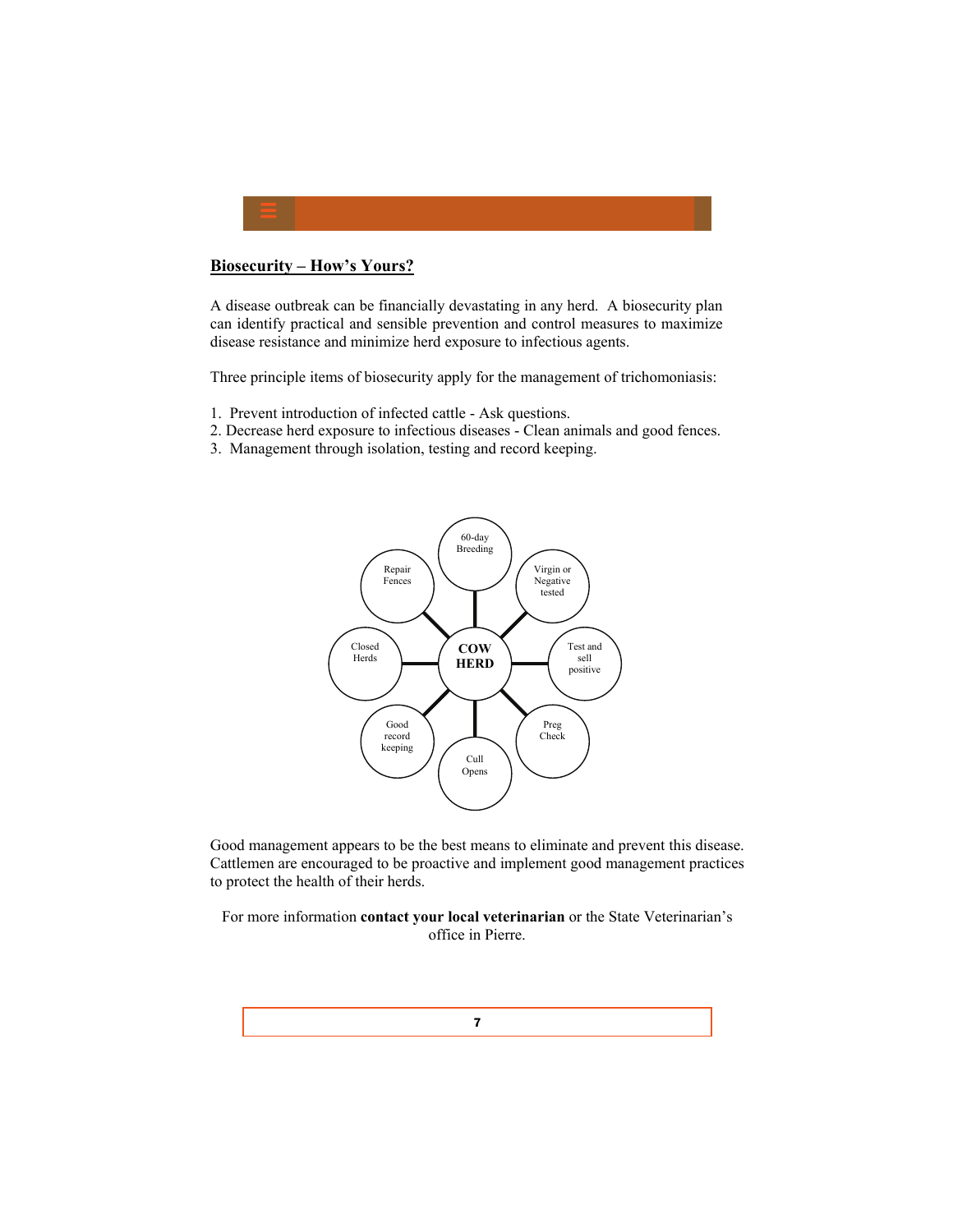## Biosecurity – How's Yours?

A disease outbreak can be financially devastating in any herd. A biosecurity plan can identify practical and sensible prevention and control measures to maximize disease resistance and minimize herd exposure to infectious agents.

Three principle items of biosecurity apply for the management of trichomoniasis:

1. Prevent introduction of infected cattle - Ask questions.
2. Decrease herd exposure to infectious diseases - Clean animals and good fences.
3. Management through isolation, testing and record keeping.

**COW HERD**

- 60-day Breeding
- Virgin or Negative tested
- Test and sell positive
- Preg Check
- Cull Opens
- Good record keeping
- Closed Herds
- Repair Fences

Good management appears to be the best means to eliminate and prevent this disease. Cattlemen are encouraged to be proactive and implement good management practices to protect the health of their herds.

For more information **contact your local veterinarian** or the State Veterinarian's office in Pierre.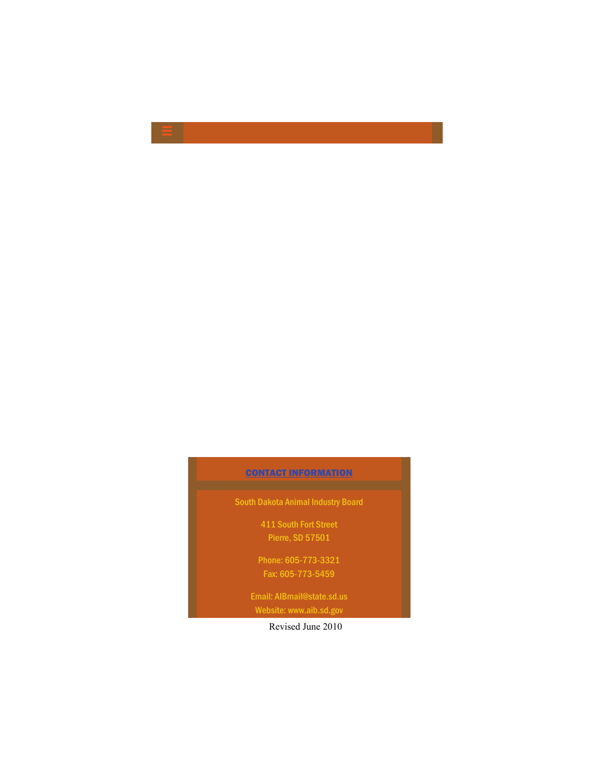## CONTACT INFORMATION

South Dakota Animal Industry Board

411 South Fort Street
Pierre, SD 57501

Phone: 605-773-3321
Fax: 605-773-5459

Email: AIBmail@state.sd.us
Website: www.aib.sd.gov

Revised June 2010